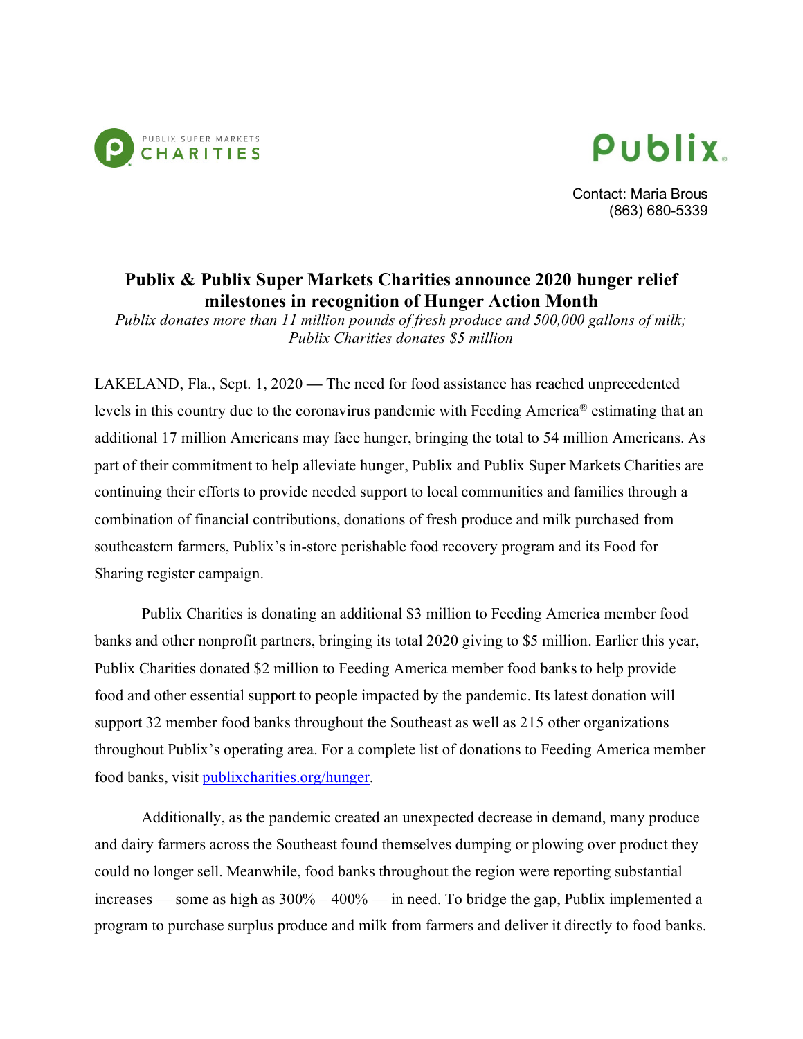PUBLIX SUPER MARKETS CHARITIES

Publix

Contact: Maria Brous
(863) 680-5339

# Publix & Publix Super Markets Charities announce 2020 hunger relief milestones in recognition of Hunger Action Month

*Publix donates more than 11 million pounds of fresh produce and 500,000 gallons of milk; Publix Charities donates $5 million*

LAKELAND, Fla., Sept. 1, 2020 — The need for food assistance has reached unprecedented levels in this country due to the coronavirus pandemic with Feeding America® estimating that an additional 17 million Americans may face hunger, bringing the total to 54 million Americans. As part of their commitment to help alleviate hunger, Publix and Publix Super Markets Charities are continuing their efforts to provide needed support to local communities and families through a combination of financial contributions, donations of fresh produce and milk purchased from southeastern farmers, Publix's in-store perishable food recovery program and its Food for Sharing register campaign.

Publix Charities is donating an additional $3 million to Feeding America member food banks and other nonprofit partners, bringing its total 2020 giving to $5 million. Earlier this year, Publix Charities donated $2 million to Feeding America member food banks to help provide food and other essential support to people impacted by the pandemic. Its latest donation will support 32 member food banks throughout the Southeast as well as 215 other organizations throughout Publix's operating area. For a complete list of donations to Feeding America member food banks, visit [publixcharities.org/hunger](publixcharities.org/hunger).

Additionally, as the pandemic created an unexpected decrease in demand, many produce and dairy farmers across the Southeast found themselves dumping or plowing over product they could no longer sell. Meanwhile, food banks throughout the region were reporting substantial increases — some as high as 300% – 400% — in need. To bridge the gap, Publix implemented a program to purchase surplus produce and milk from farmers and deliver it directly to food banks.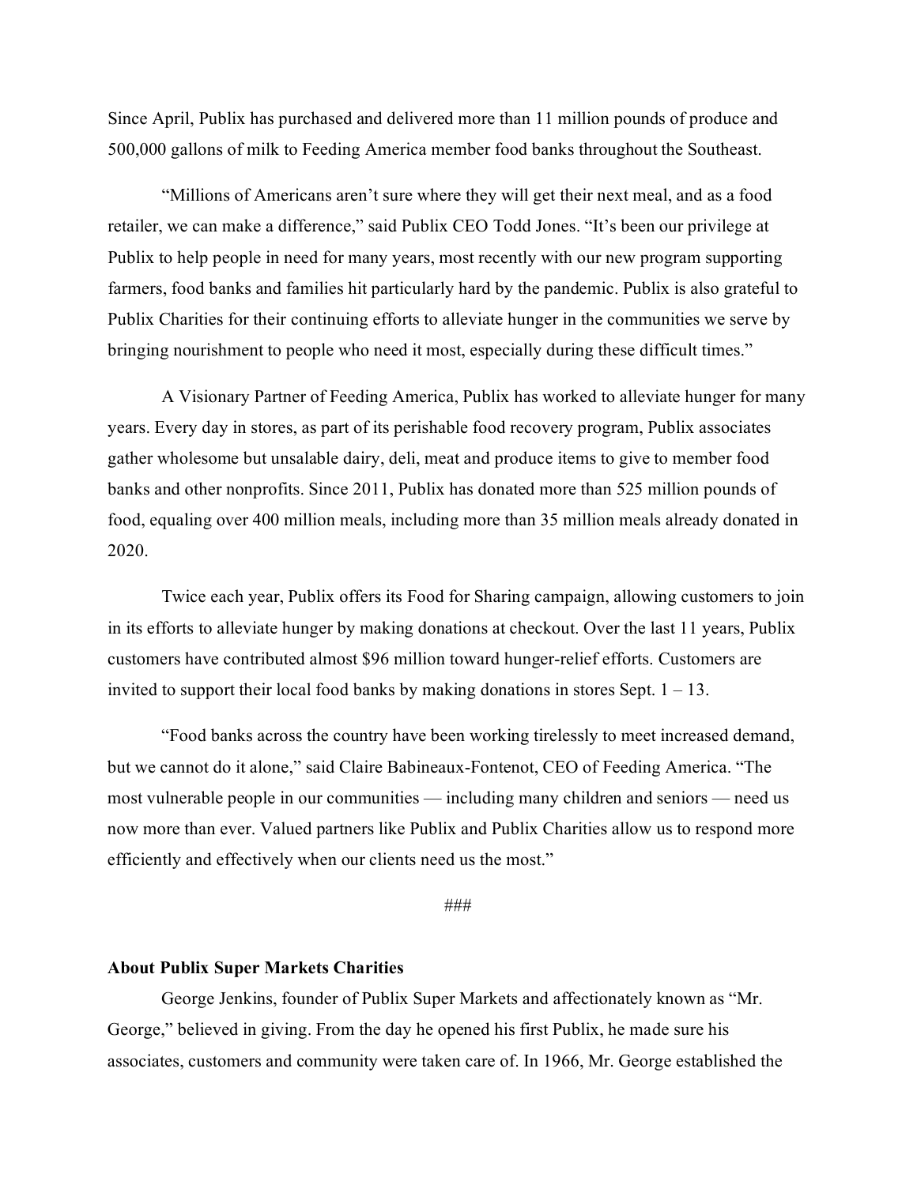Since April, Publix has purchased and delivered more than 11 million pounds of produce and 500,000 gallons of milk to Feeding America member food banks throughout the Southeast.

"Millions of Americans aren't sure where they will get their next meal, and as a food retailer, we can make a difference," said Publix CEO Todd Jones. "It's been our privilege at Publix to help people in need for many years, most recently with our new program supporting farmers, food banks and families hit particularly hard by the pandemic. Publix is also grateful to Publix Charities for their continuing efforts to alleviate hunger in the communities we serve by bringing nourishment to people who need it most, especially during these difficult times."

A Visionary Partner of Feeding America, Publix has worked to alleviate hunger for many years. Every day in stores, as part of its perishable food recovery program, Publix associates gather wholesome but unsalable dairy, deli, meat and produce items to give to member food banks and other nonprofits. Since 2011, Publix has donated more than 525 million pounds of food, equaling over 400 million meals, including more than 35 million meals already donated in 2020.

Twice each year, Publix offers its Food for Sharing campaign, allowing customers to join in its efforts to alleviate hunger by making donations at checkout. Over the last 11 years, Publix customers have contributed almost $96 million toward hunger-relief efforts. Customers are invited to support their local food banks by making donations in stores Sept. 1 – 13.

"Food banks across the country have been working tirelessly to meet increased demand, but we cannot do it alone," said Claire Babineaux-Fontenot, CEO of Feeding America. "The most vulnerable people in our communities — including many children and seniors — need us now more than ever. Valued partners like Publix and Publix Charities allow us to respond more efficiently and effectively when our clients need us the most."

###

**About Publix Super Markets Charities**

George Jenkins, founder of Publix Super Markets and affectionately known as "Mr. George," believed in giving. From the day he opened his first Publix, he made sure his associates, customers and community were taken care of. In 1966, Mr. George established the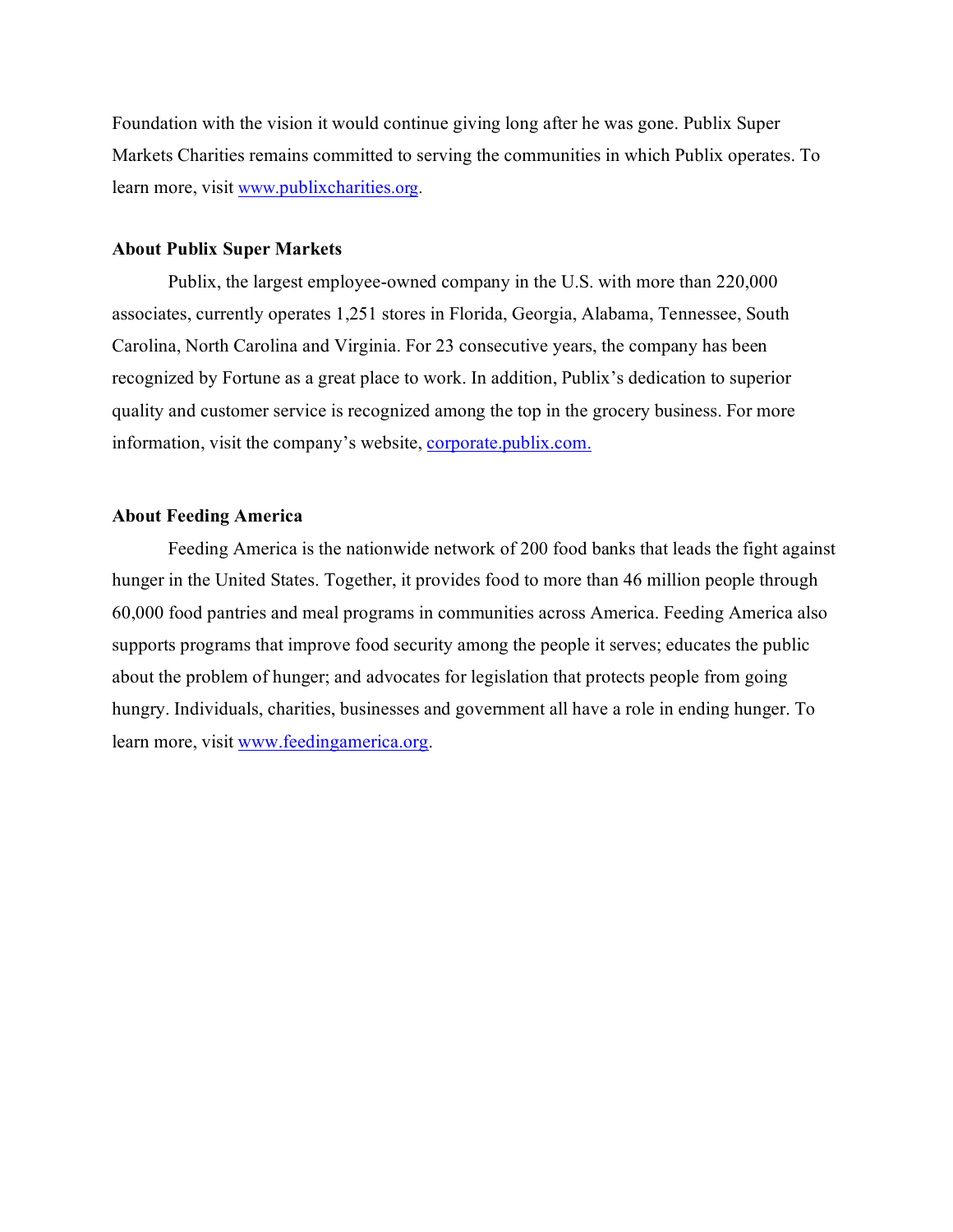Foundation with the vision it would continue giving long after he was gone. Publix Super Markets Charities remains committed to serving the communities in which Publix operates. To learn more, visit www.publixcharities.org.

**About Publix Super Markets**

Publix, the largest employee-owned company in the U.S. with more than 220,000 associates, currently operates 1,251 stores in Florida, Georgia, Alabama, Tennessee, South Carolina, North Carolina and Virginia. For 23 consecutive years, the company has been recognized by Fortune as a great place to work. In addition, Publix's dedication to superior quality and customer service is recognized among the top in the grocery business. For more information, visit the company's website, corporate.publix.com.

**About Feeding America**

Feeding America is the nationwide network of 200 food banks that leads the fight against hunger in the United States. Together, it provides food to more than 46 million people through 60,000 food pantries and meal programs in communities across America. Feeding America also supports programs that improve food security among the people it serves; educates the public about the problem of hunger; and advocates for legislation that protects people from going hungry. Individuals, charities, businesses and government all have a role in ending hunger. To learn more, visit www.feedingamerica.org.